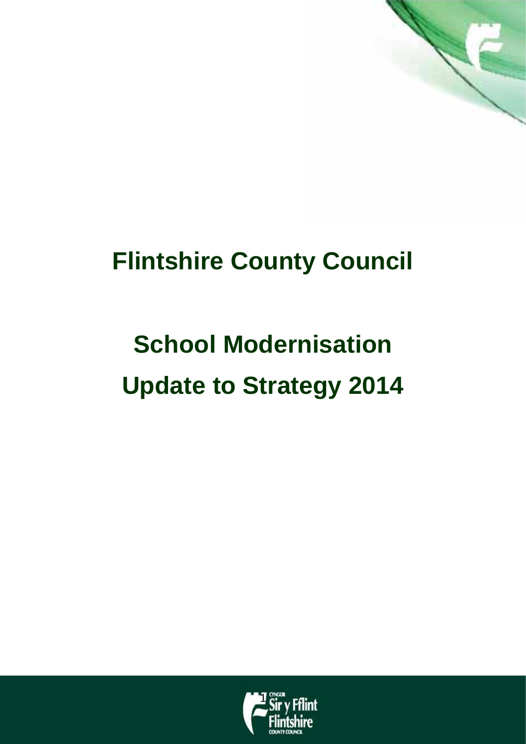# Flintshire County Council

# School Modernisation Update to Strategy 2014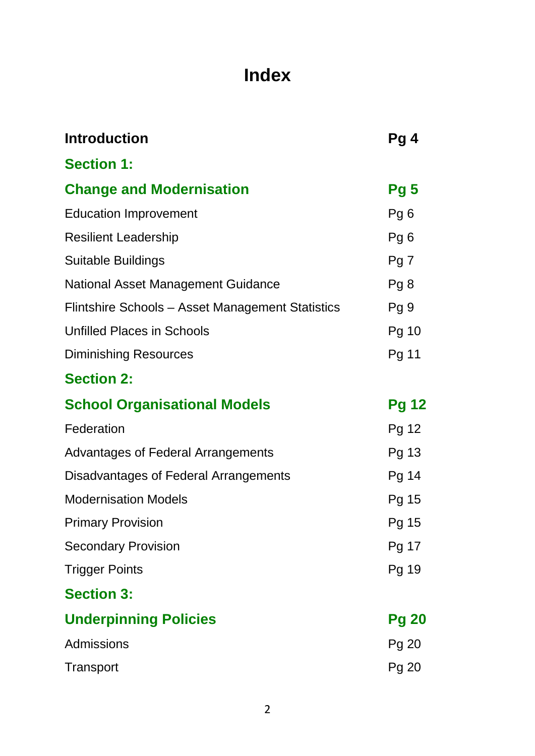# Index

| | |
|---|---|
| **Introduction** | **Pg 4** |
| **Section 1:** | |
| **Change and Modernisation** | **Pg 5** |
| Education Improvement | Pg 6 |
| Resilient Leadership | Pg 6 |
| Suitable Buildings | Pg 7 |
| National Asset Management Guidance | Pg 8 |
| Flintshire Schools – Asset Management Statistics | Pg 9 |
| Unfilled Places in Schools | Pg 10 |
| Diminishing Resources | Pg 11 |
| **Section 2:** | |
| **School Organisational Models** | **Pg 12** |
| Federation | Pg 12 |
| Advantages of Federal Arrangements | Pg 13 |
| Disadvantages of Federal Arrangements | Pg 14 |
| Modernisation Models | Pg 15 |
| Primary Provision | Pg 15 |
| Secondary Provision | Pg 17 |
| Trigger Points | Pg 19 |
| **Section 3:** | |
| **Underpinning Policies** | **Pg 20** |
| Admissions | Pg 20 |
| Transport | Pg 20 |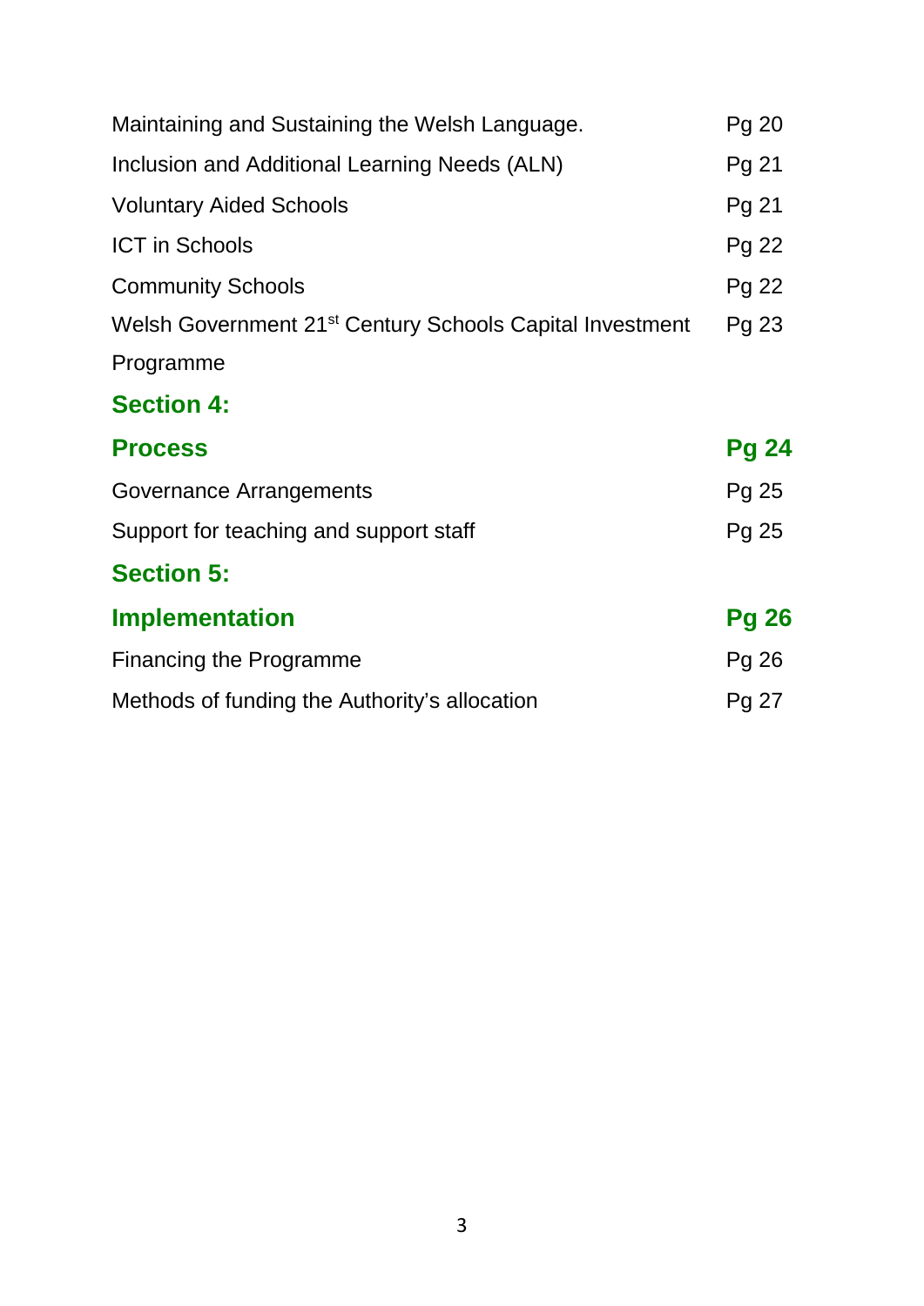| | |
|---|---|
| Maintaining and Sustaining the Welsh Language. | Pg 20 |
| Inclusion and Additional Learning Needs (ALN) | Pg 21 |
| Voluntary Aided Schools | Pg 21 |
| ICT in Schools | Pg 22 |
| Community Schools | Pg 22 |
| Welsh Government 21st Century Schools Capital Investment Programme | Pg 23 |
| **Section 4:** | |
| **Process** | **Pg 24** |
| Governance Arrangements | Pg 25 |
| Support for teaching and support staff | Pg 25 |
| **Section 5:** | |
| **Implementation** | **Pg 26** |
| Financing the Programme | Pg 26 |
| Methods of funding the Authority's allocation | Pg 27 |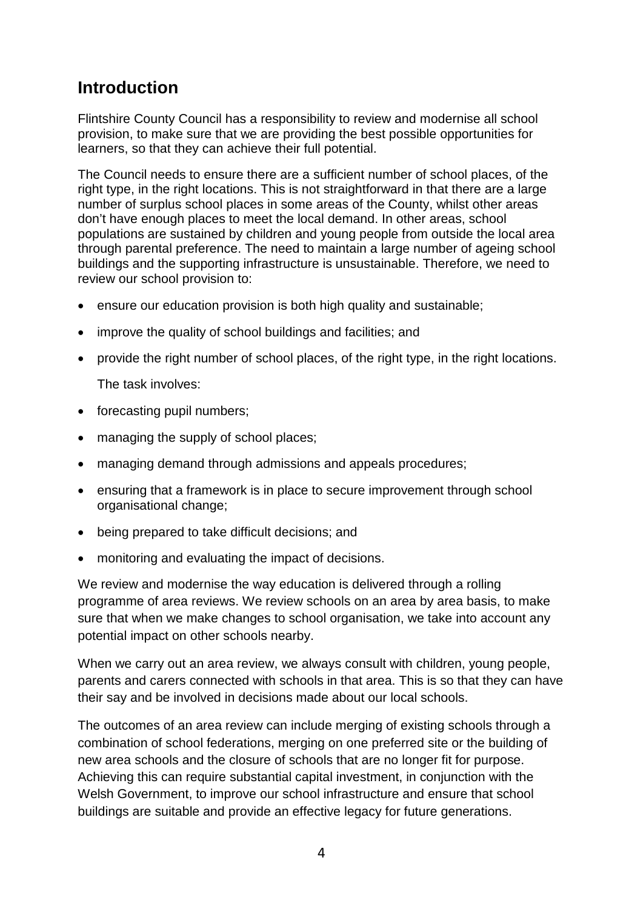## Introduction

Flintshire County Council has a responsibility to review and modernise all school provision, to make sure that we are providing the best possible opportunities for learners, so that they can achieve their full potential.

The Council needs to ensure there are a sufficient number of school places, of the right type, in the right locations. This is not straightforward in that there are a large number of surplus school places in some areas of the County, whilst other areas don't have enough places to meet the local demand. In other areas, school populations are sustained by children and young people from outside the local area through parental preference. The need to maintain a large number of ageing school buildings and the supporting infrastructure is unsustainable. Therefore, we need to review our school provision to:

- ensure our education provision is both high quality and sustainable;
- improve the quality of school buildings and facilities; and
- provide the right number of school places, of the right type, in the right locations.

The task involves:

- forecasting pupil numbers;
- managing the supply of school places;
- managing demand through admissions and appeals procedures;
- ensuring that a framework is in place to secure improvement through school organisational change;
- being prepared to take difficult decisions; and
- monitoring and evaluating the impact of decisions.

We review and modernise the way education is delivered through a rolling programme of area reviews. We review schools on an area by area basis, to make sure that when we make changes to school organisation, we take into account any potential impact on other schools nearby.

When we carry out an area review, we always consult with children, young people, parents and carers connected with schools in that area. This is so that they can have their say and be involved in decisions made about our local schools.

The outcomes of an area review can include merging of existing schools through a combination of school federations, merging on one preferred site or the building of new area schools and the closure of schools that are no longer fit for purpose. Achieving this can require substantial capital investment, in conjunction with the Welsh Government, to improve our school infrastructure and ensure that school buildings are suitable and provide an effective legacy for future generations.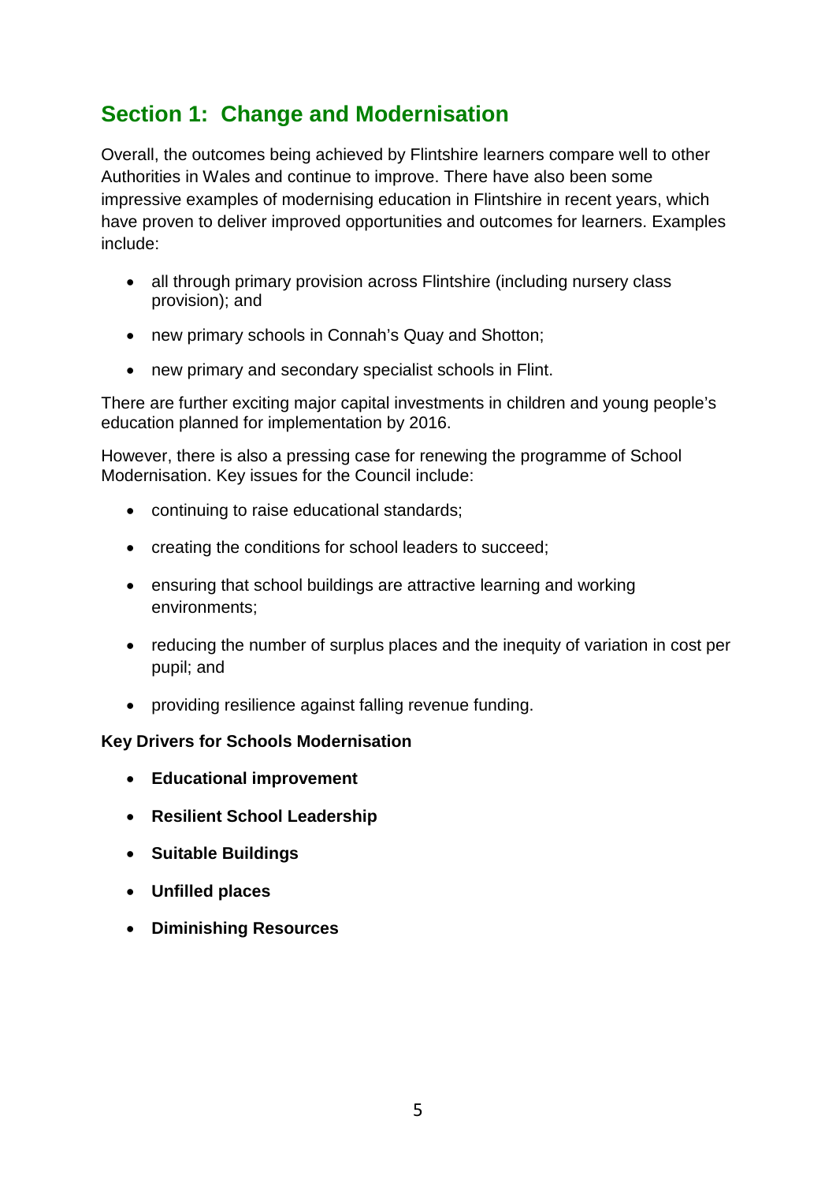## Section 1: Change and Modernisation

Overall, the outcomes being achieved by Flintshire learners compare well to other Authorities in Wales and continue to improve. There have also been some impressive examples of modernising education in Flintshire in recent years, which have proven to deliver improved opportunities and outcomes for learners. Examples include:

- all through primary provision across Flintshire (including nursery class provision); and
- new primary schools in Connah's Quay and Shotton;
- new primary and secondary specialist schools in Flint.

There are further exciting major capital investments in children and young people's education planned for implementation by 2016.

However, there is also a pressing case for renewing the programme of School Modernisation. Key issues for the Council include:

- continuing to raise educational standards;
- creating the conditions for school leaders to succeed;
- ensuring that school buildings are attractive learning and working environments;
- reducing the number of surplus places and the inequity of variation in cost per pupil; and
- providing resilience against falling revenue funding.

**Key Drivers for Schools Modernisation**

- **Educational improvement**
- **Resilient School Leadership**
- **Suitable Buildings**
- **Unfilled places**
- **Diminishing Resources**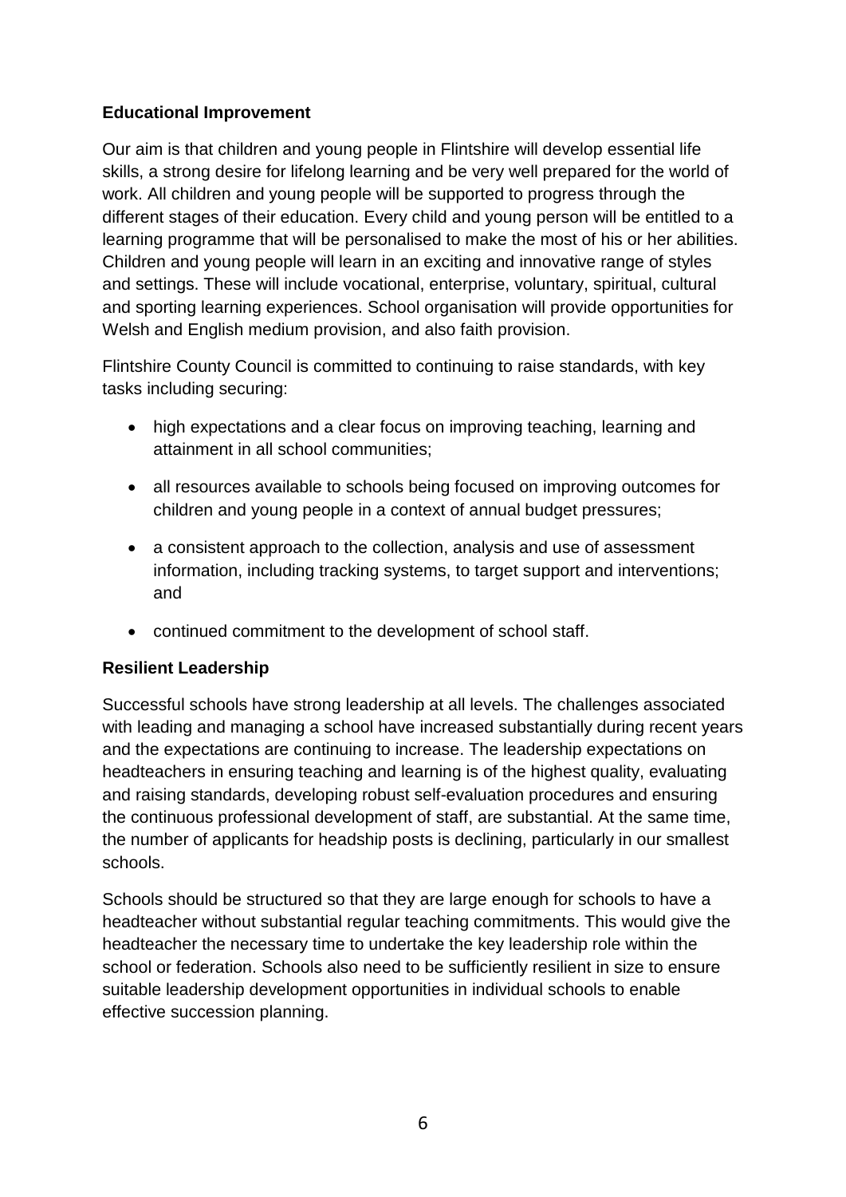**Educational Improvement**

Our aim is that children and young people in Flintshire will develop essential life skills, a strong desire for lifelong learning and be very well prepared for the world of work. All children and young people will be supported to progress through the different stages of their education. Every child and young person will be entitled to a learning programme that will be personalised to make the most of his or her abilities. Children and young people will learn in an exciting and innovative range of styles and settings. These will include vocational, enterprise, voluntary, spiritual, cultural and sporting learning experiences. School organisation will provide opportunities for Welsh and English medium provision, and also faith provision.

Flintshire County Council is committed to continuing to raise standards, with key tasks including securing:

- high expectations and a clear focus on improving teaching, learning and attainment in all school communities;
- all resources available to schools being focused on improving outcomes for children and young people in a context of annual budget pressures;
- a consistent approach to the collection, analysis and use of assessment information, including tracking systems, to target support and interventions; and
- continued commitment to the development of school staff.

**Resilient Leadership**

Successful schools have strong leadership at all levels. The challenges associated with leading and managing a school have increased substantially during recent years and the expectations are continuing to increase. The leadership expectations on headteachers in ensuring teaching and learning is of the highest quality, evaluating and raising standards, developing robust self-evaluation procedures and ensuring the continuous professional development of staff, are substantial. At the same time, the number of applicants for headship posts is declining, particularly in our smallest schools.

Schools should be structured so that they are large enough for schools to have a headteacher without substantial regular teaching commitments. This would give the headteacher the necessary time to undertake the key leadership role within the school or federation. Schools also need to be sufficiently resilient in size to ensure suitable leadership development opportunities in individual schools to enable effective succession planning.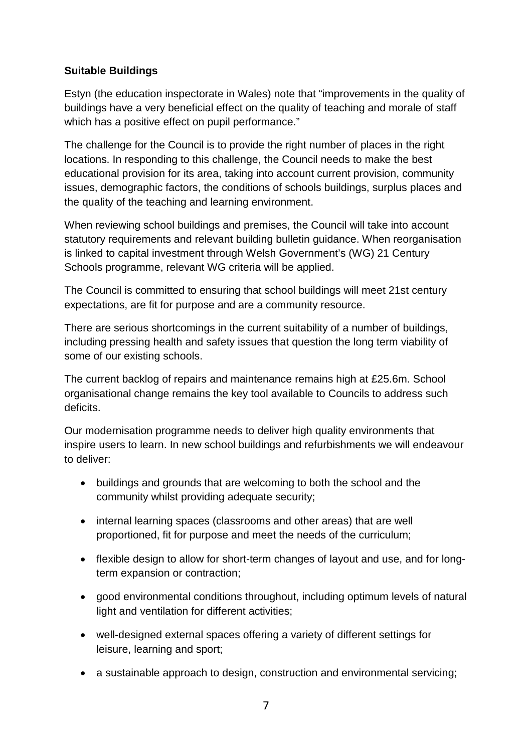**Suitable Buildings**

Estyn (the education inspectorate in Wales) note that "improvements in the quality of buildings have a very beneficial effect on the quality of teaching and morale of staff which has a positive effect on pupil performance."

The challenge for the Council is to provide the right number of places in the right locations. In responding to this challenge, the Council needs to make the best educational provision for its area, taking into account current provision, community issues, demographic factors, the conditions of schools buildings, surplus places and the quality of the teaching and learning environment.

When reviewing school buildings and premises, the Council will take into account statutory requirements and relevant building bulletin guidance. When reorganisation is linked to capital investment through Welsh Government's (WG) 21 Century Schools programme, relevant WG criteria will be applied.

The Council is committed to ensuring that school buildings will meet 21st century expectations, are fit for purpose and are a community resource.

There are serious shortcomings in the current suitability of a number of buildings, including pressing health and safety issues that question the long term viability of some of our existing schools.

The current backlog of repairs and maintenance remains high at £25.6m. School organisational change remains the key tool available to Councils to address such deficits.

Our modernisation programme needs to deliver high quality environments that inspire users to learn. In new school buildings and refurbishments we will endeavour to deliver:

- buildings and grounds that are welcoming to both the school and the community whilst providing adequate security;
- internal learning spaces (classrooms and other areas) that are well proportioned, fit for purpose and meet the needs of the curriculum;
- flexible design to allow for short-term changes of layout and use, and for long-term expansion or contraction;
- good environmental conditions throughout, including optimum levels of natural light and ventilation for different activities;
- well-designed external spaces offering a variety of different settings for leisure, learning and sport;
- a sustainable approach to design, construction and environmental servicing;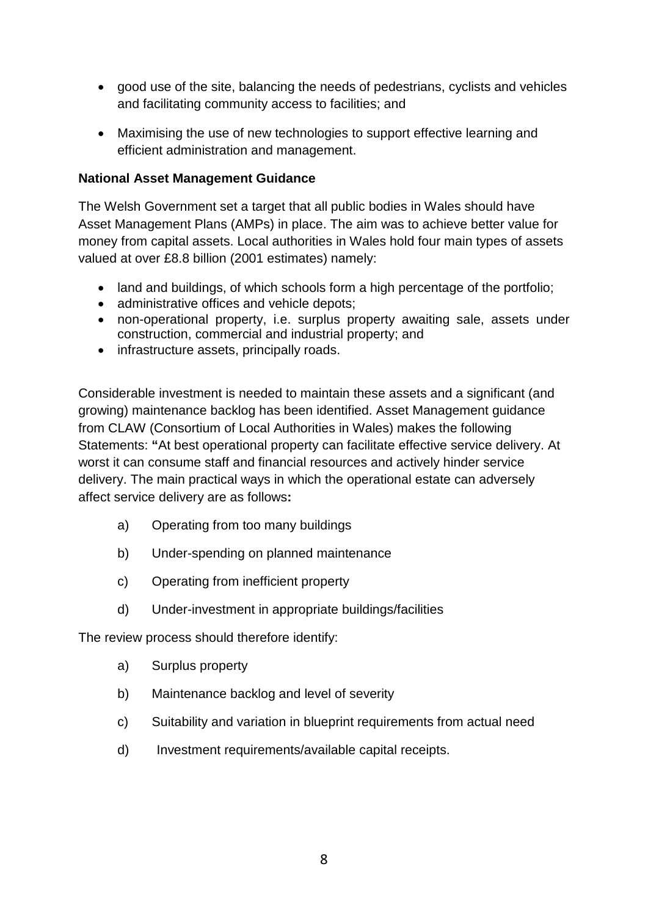- good use of the site, balancing the needs of pedestrians, cyclists and vehicles and facilitating community access to facilities; and
- Maximising the use of new technologies to support effective learning and efficient administration and management.

**National Asset Management Guidance**

The Welsh Government set a target that all public bodies in Wales should have Asset Management Plans (AMPs) in place. The aim was to achieve better value for money from capital assets. Local authorities in Wales hold four main types of assets valued at over £8.8 billion (2001 estimates) namely:

- land and buildings, of which schools form a high percentage of the portfolio;
- administrative offices and vehicle depots;
- non-operational property, i.e. surplus property awaiting sale, assets under construction, commercial and industrial property; and
- infrastructure assets, principally roads.

Considerable investment is needed to maintain these assets and a significant (and growing) maintenance backlog has been identified. Asset Management guidance from CLAW (Consortium of Local Authorities in Wales) makes the following Statements: **"**At best operational property can facilitate effective service delivery. At worst it can consume staff and financial resources and actively hinder service delivery. The main practical ways in which the operational estate can adversely affect service delivery are as follows**:**

a) Operating from too many buildings

b) Under-spending on planned maintenance

c) Operating from inefficient property

d) Under-investment in appropriate buildings/facilities

The review process should therefore identify:

a) Surplus property

b) Maintenance backlog and level of severity

c) Suitability and variation in blueprint requirements from actual need

d) Investment requirements/available capital receipts.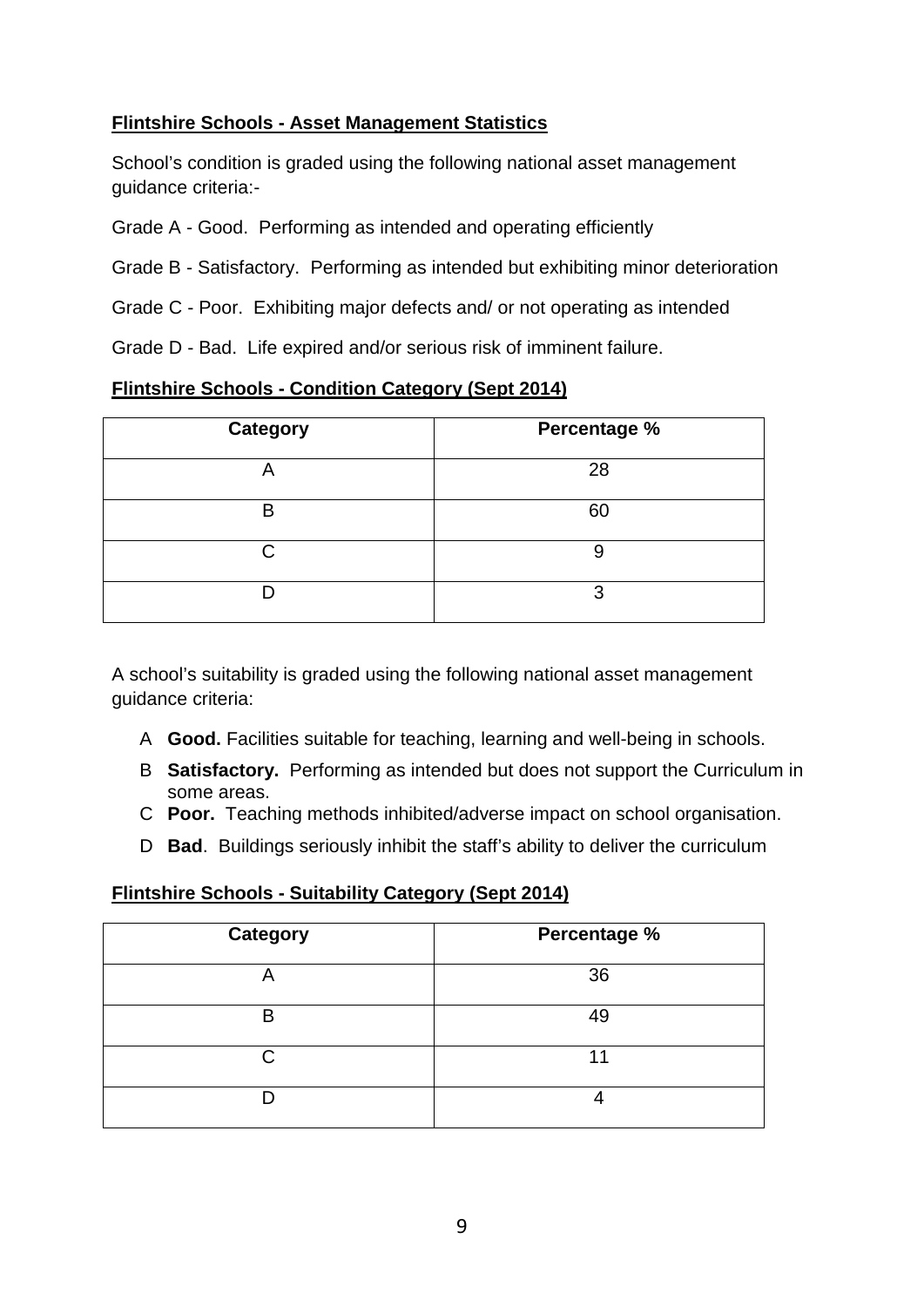**Flintshire Schools - Asset Management Statistics**

School's condition is graded using the following national asset management guidance criteria:-

Grade A - Good. Performing as intended and operating efficiently

Grade B - Satisfactory. Performing as intended but exhibiting minor deterioration

Grade C - Poor. Exhibiting major defects and/ or not operating as intended

Grade D - Bad. Life expired and/or serious risk of imminent failure.

**Flintshire Schools - Condition Category (Sept 2014)**

| Category | Percentage % |
|---|---|
| A | 28 |
| B | 60 |
| C | 9 |
| D | 3 |

A school's suitability is graded using the following national asset management guidance criteria:

A **Good.** Facilities suitable for teaching, learning and well-being in schools.

B **Satisfactory.** Performing as intended but does not support the Curriculum in some areas.

C **Poor.** Teaching methods inhibited/adverse impact on school organisation.

D **Bad**. Buildings seriously inhibit the staff's ability to deliver the curriculum

**Flintshire Schools - Suitability Category (Sept 2014)**

| Category | Percentage % |
|---|---|
| A | 36 |
| B | 49 |
| C | 11 |
| D | 4 |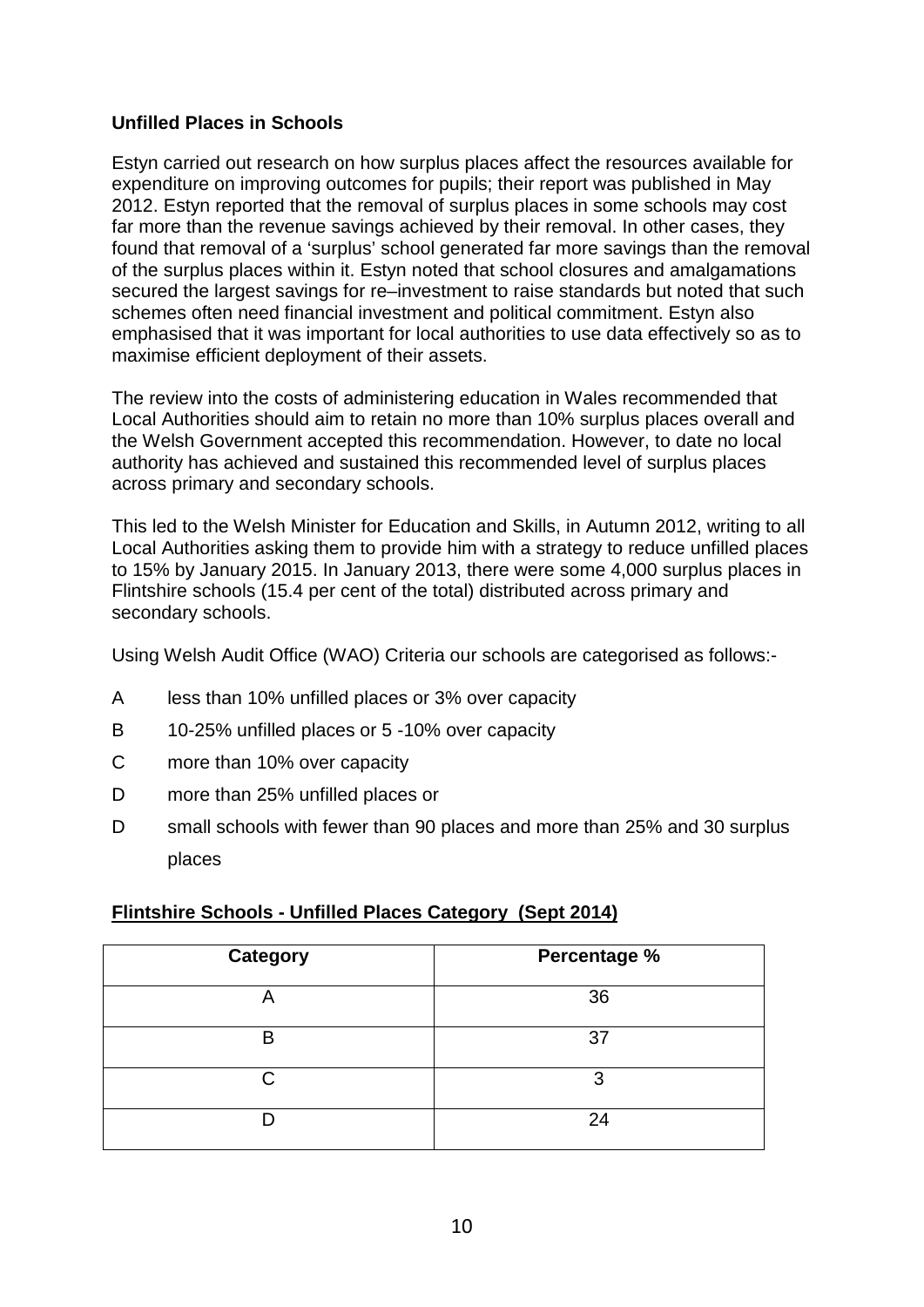**Unfilled Places in Schools**

Estyn carried out research on how surplus places affect the resources available for expenditure on improving outcomes for pupils; their report was published in May 2012. Estyn reported that the removal of surplus places in some schools may cost far more than the revenue savings achieved by their removal. In other cases, they found that removal of a 'surplus' school generated far more savings than the removal of the surplus places within it. Estyn noted that school closures and amalgamations secured the largest savings for re–investment to raise standards but noted that such schemes often need financial investment and political commitment. Estyn also emphasised that it was important for local authorities to use data effectively so as to maximise efficient deployment of their assets.

The review into the costs of administering education in Wales recommended that Local Authorities should aim to retain no more than 10% surplus places overall and the Welsh Government accepted this recommendation. However, to date no local authority has achieved and sustained this recommended level of surplus places across primary and secondary schools.

This led to the Welsh Minister for Education and Skills, in Autumn 2012, writing to all Local Authorities asking them to provide him with a strategy to reduce unfilled places to 15% by January 2015. In January 2013, there were some 4,000 surplus places in Flintshire schools (15.4 per cent of the total) distributed across primary and secondary schools.

Using Welsh Audit Office (WAO) Criteria our schools are categorised as follows:-

- A less than 10% unfilled places or 3% over capacity
- B 10-25% unfilled places or 5 -10% over capacity
- C more than 10% over capacity
- D more than 25% unfilled places or
- D small schools with fewer than 90 places and more than 25% and 30 surplus places

**Flintshire Schools - Unfilled Places Category (Sept 2014)**

| Category | Percentage % |
|---|---|
| A | 36 |
| B | 37 |
| C | 3 |
| D | 24 |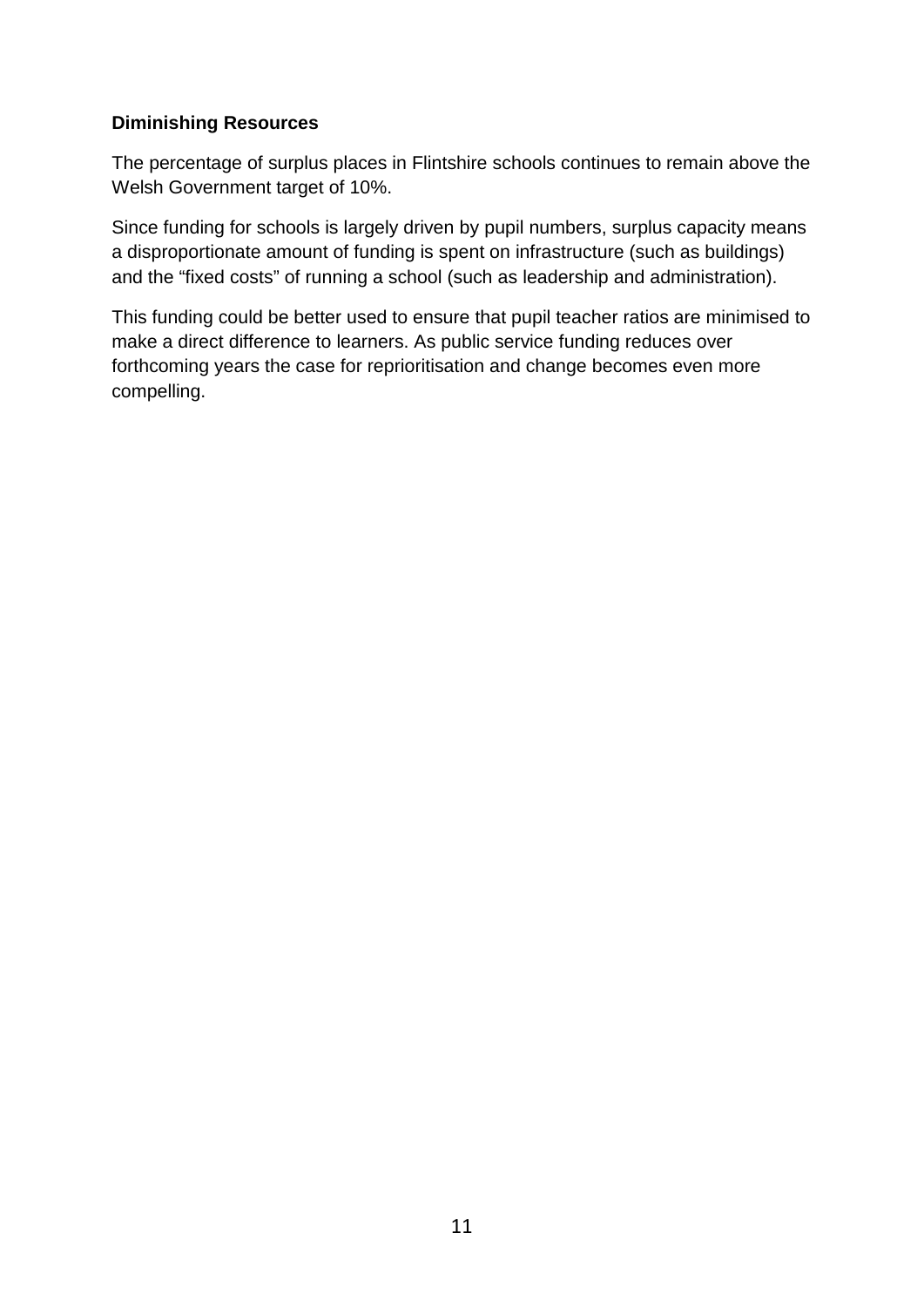**Diminishing Resources**

The percentage of surplus places in Flintshire schools continues to remain above the Welsh Government target of 10%.

Since funding for schools is largely driven by pupil numbers, surplus capacity means a disproportionate amount of funding is spent on infrastructure (such as buildings) and the "fixed costs" of running a school (such as leadership and administration).

This funding could be better used to ensure that pupil teacher ratios are minimised to make a direct difference to learners. As public service funding reduces over forthcoming years the case for reprioritisation and change becomes even more compelling.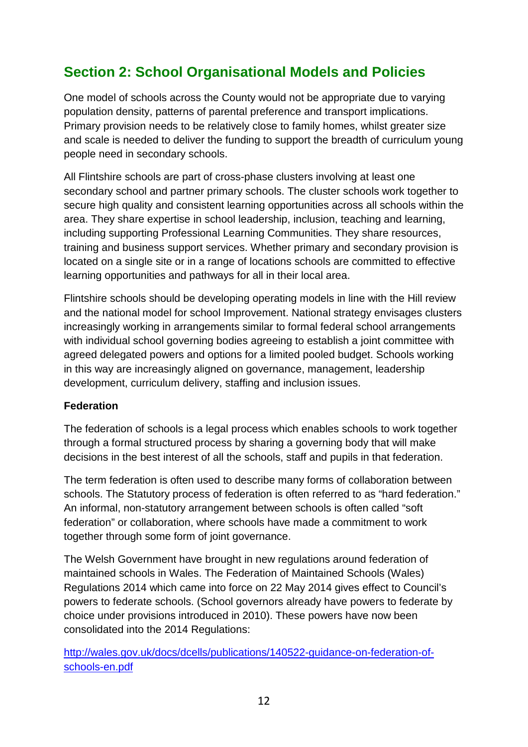## Section 2: School Organisational Models and Policies

One model of schools across the County would not be appropriate due to varying population density, patterns of parental preference and transport implications. Primary provision needs to be relatively close to family homes, whilst greater size and scale is needed to deliver the funding to support the breadth of curriculum young people need in secondary schools.

All Flintshire schools are part of cross-phase clusters involving at least one secondary school and partner primary schools. The cluster schools work together to secure high quality and consistent learning opportunities across all schools within the area. They share expertise in school leadership, inclusion, teaching and learning, including supporting Professional Learning Communities. They share resources, training and business support services. Whether primary and secondary provision is located on a single site or in a range of locations schools are committed to effective learning opportunities and pathways for all in their local area.

Flintshire schools should be developing operating models in line with the Hill review and the national model for school Improvement. National strategy envisages clusters increasingly working in arrangements similar to formal federal school arrangements with individual school governing bodies agreeing to establish a joint committee with agreed delegated powers and options for a limited pooled budget. Schools working in this way are increasingly aligned on governance, management, leadership development, curriculum delivery, staffing and inclusion issues.

**Federation**

The federation of schools is a legal process which enables schools to work together through a formal structured process by sharing a governing body that will make decisions in the best interest of all the schools, staff and pupils in that federation.

The term federation is often used to describe many forms of collaboration between schools. The Statutory process of federation is often referred to as “hard federation.” An informal, non-statutory arrangement between schools is often called “soft federation” or collaboration, where schools have made a commitment to work together through some form of joint governance.

The Welsh Government have brought in new regulations around federation of maintained schools in Wales. The Federation of Maintained Schools (Wales) Regulations 2014 which came into force on 22 May 2014 gives effect to Council’s powers to federate schools. (School governors already have powers to federate by choice under provisions introduced in 2010). These powers have now been consolidated into the 2014 Regulations:

[http://wales.gov.uk/docs/dcells/publications/140522-guidance-on-federation-of-schools-en.pdf](http://wales.gov.uk/docs/dcells/publications/140522-guidance-on-federation-of-schools-en.pdf)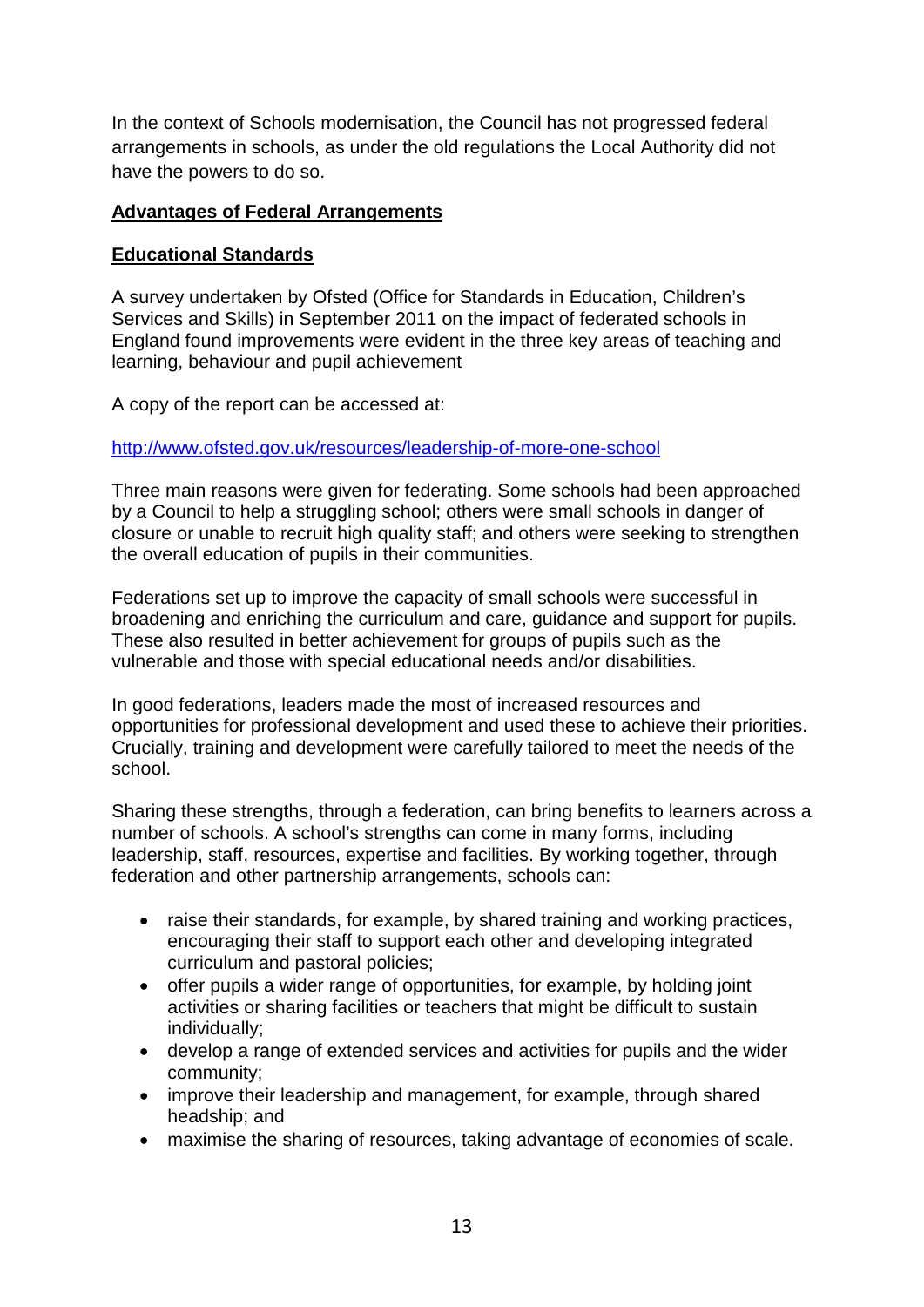In the context of Schools modernisation, the Council has not progressed federal arrangements in schools, as under the old regulations the Local Authority did not have the powers to do so.

**Advantages of Federal Arrangements**

**Educational Standards**

A survey undertaken by Ofsted (Office for Standards in Education, Children's Services and Skills) in September 2011 on the impact of federated schools in England found improvements were evident in the three key areas of teaching and learning, behaviour and pupil achievement

A copy of the report can be accessed at:

http://www.ofsted.gov.uk/resources/leadership-of-more-one-school

Three main reasons were given for federating. Some schools had been approached by a Council to help a struggling school; others were small schools in danger of closure or unable to recruit high quality staff; and others were seeking to strengthen the overall education of pupils in their communities.

Federations set up to improve the capacity of small schools were successful in broadening and enriching the curriculum and care, guidance and support for pupils. These also resulted in better achievement for groups of pupils such as the vulnerable and those with special educational needs and/or disabilities.

In good federations, leaders made the most of increased resources and opportunities for professional development and used these to achieve their priorities. Crucially, training and development were carefully tailored to meet the needs of the school.

Sharing these strengths, through a federation, can bring benefits to learners across a number of schools. A school's strengths can come in many forms, including leadership, staff, resources, expertise and facilities. By working together, through federation and other partnership arrangements, schools can:

- raise their standards, for example, by shared training and working practices, encouraging their staff to support each other and developing integrated curriculum and pastoral policies;
- offer pupils a wider range of opportunities, for example, by holding joint activities or sharing facilities or teachers that might be difficult to sustain individually;
- develop a range of extended services and activities for pupils and the wider community;
- improve their leadership and management, for example, through shared headship; and
- maximise the sharing of resources, taking advantage of economies of scale.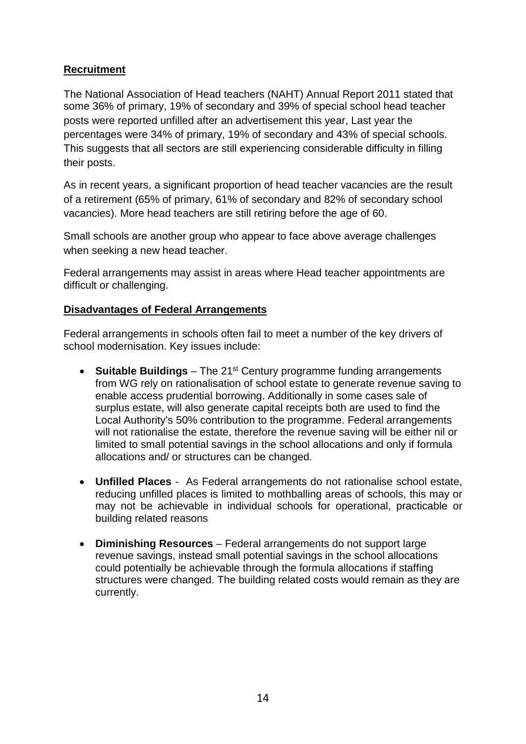**Recruitment**

The National Association of Head teachers (NAHT) Annual Report 2011 stated that some 36% of primary, 19% of secondary and 39% of special school head teacher posts were reported unfilled after an advertisement this year, Last year the percentages were 34% of primary, 19% of secondary and 43% of special schools. This suggests that all sectors are still experiencing considerable difficulty in filling their posts.

As in recent years, a significant proportion of head teacher vacancies are the result of a retirement (65% of primary, 61% of secondary and 82% of secondary school vacancies). More head teachers are still retiring before the age of 60.

Small schools are another group who appear to face above average challenges when seeking a new head teacher.

Federal arrangements may assist in areas where Head teacher appointments are difficult or challenging.

**Disadvantages of Federal Arrangements**

Federal arrangements in schools often fail to meet a number of the key drivers of school modernisation. Key issues include:

- **Suitable Buildings** – The 21st Century programme funding arrangements from WG rely on rationalisation of school estate to generate revenue saving to enable access prudential borrowing. Additionally in some cases sale of surplus estate, will also generate capital receipts both are used to find the Local Authority's 50% contribution to the programme. Federal arrangements will not rationalise the estate, therefore the revenue saving will be either nil or limited to small potential savings in the school allocations and only if formula allocations and/ or structures can be changed.

- **Unfilled Places** - As Federal arrangements do not rationalise school estate, reducing unfilled places is limited to mothballing areas of schools, this may or may not be achievable in individual schools for operational, practicable or building related reasons

- **Diminishing Resources** – Federal arrangements do not support large revenue savings, instead small potential savings in the school allocations could potentially be achievable through the formula allocations if staffing structures were changed. The building related costs would remain as they are currently.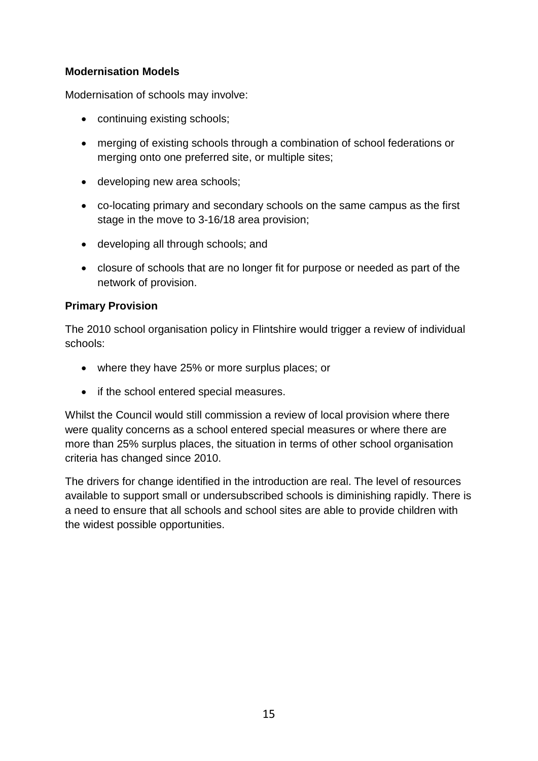**Modernisation Models**

Modernisation of schools may involve:

- continuing existing schools;
- merging of existing schools through a combination of school federations or merging onto one preferred site, or multiple sites;
- developing new area schools;
- co-locating primary and secondary schools on the same campus as the first stage in the move to 3-16/18 area provision;
- developing all through schools; and
- closure of schools that are no longer fit for purpose or needed as part of the network of provision.

**Primary Provision**

The 2010 school organisation policy in Flintshire would trigger a review of individual schools:

- where they have 25% or more surplus places; or
- if the school entered special measures.

Whilst the Council would still commission a review of local provision where there were quality concerns as a school entered special measures or where there are more than 25% surplus places, the situation in terms of other school organisation criteria has changed since 2010.

The drivers for change identified in the introduction are real. The level of resources available to support small or undersubscribed schools is diminishing rapidly. There is a need to ensure that all schools and school sites are able to provide children with the widest possible opportunities.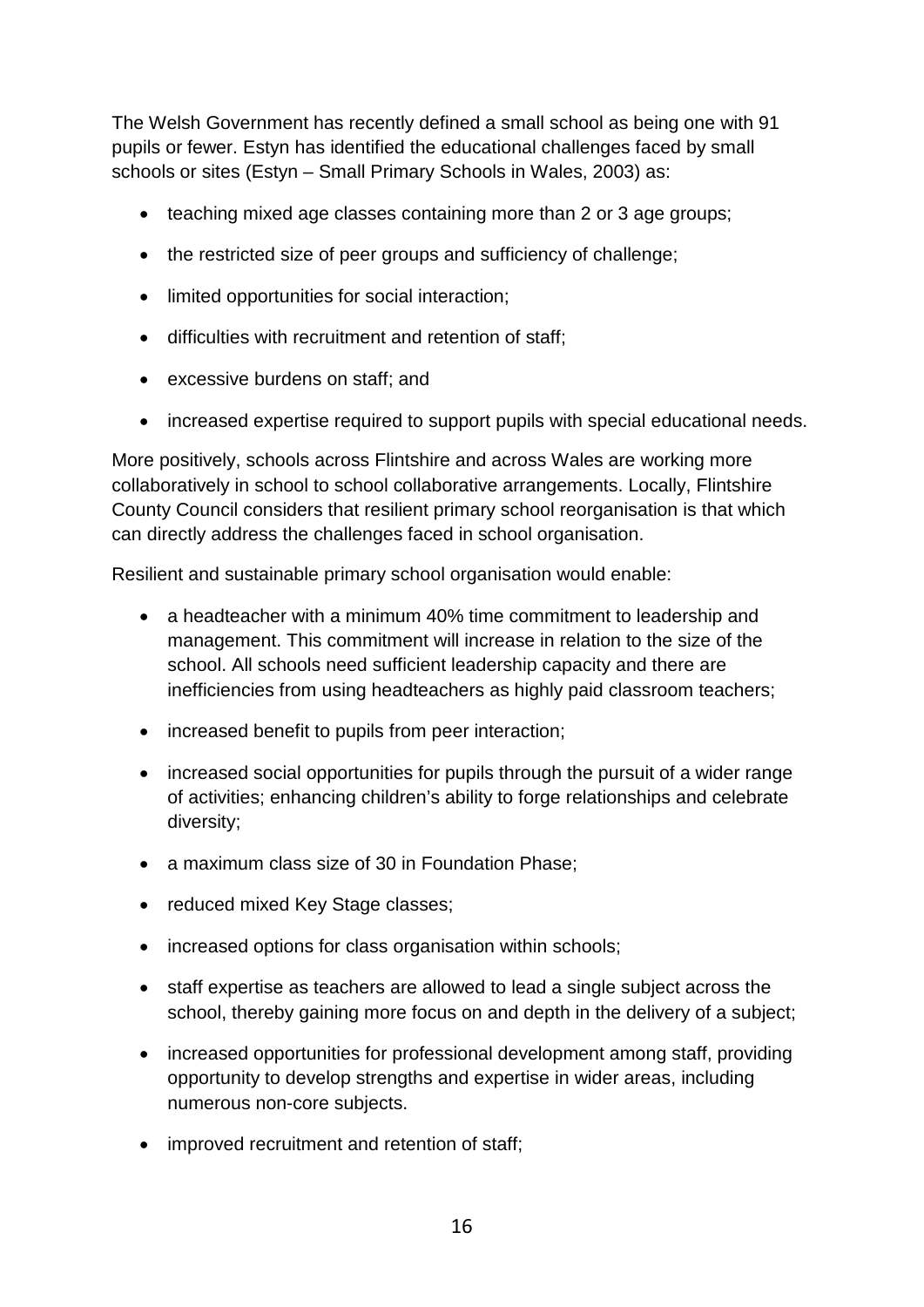The Welsh Government has recently defined a small school as being one with 91 pupils or fewer. Estyn has identified the educational challenges faced by small schools or sites (Estyn – Small Primary Schools in Wales, 2003) as:

- teaching mixed age classes containing more than 2 or 3 age groups;
- the restricted size of peer groups and sufficiency of challenge;
- limited opportunities for social interaction;
- difficulties with recruitment and retention of staff;
- excessive burdens on staff; and
- increased expertise required to support pupils with special educational needs.

More positively, schools across Flintshire and across Wales are working more collaboratively in school to school collaborative arrangements. Locally, Flintshire County Council considers that resilient primary school reorganisation is that which can directly address the challenges faced in school organisation.

Resilient and sustainable primary school organisation would enable:

- a headteacher with a minimum 40% time commitment to leadership and management. This commitment will increase in relation to the size of the school. All schools need sufficient leadership capacity and there are inefficiencies from using headteachers as highly paid classroom teachers;
- increased benefit to pupils from peer interaction;
- increased social opportunities for pupils through the pursuit of a wider range of activities; enhancing children's ability to forge relationships and celebrate diversity;
- a maximum class size of 30 in Foundation Phase;
- reduced mixed Key Stage classes;
- increased options for class organisation within schools;
- staff expertise as teachers are allowed to lead a single subject across the school, thereby gaining more focus on and depth in the delivery of a subject;
- increased opportunities for professional development among staff, providing opportunity to develop strengths and expertise in wider areas, including numerous non-core subjects.
- improved recruitment and retention of staff;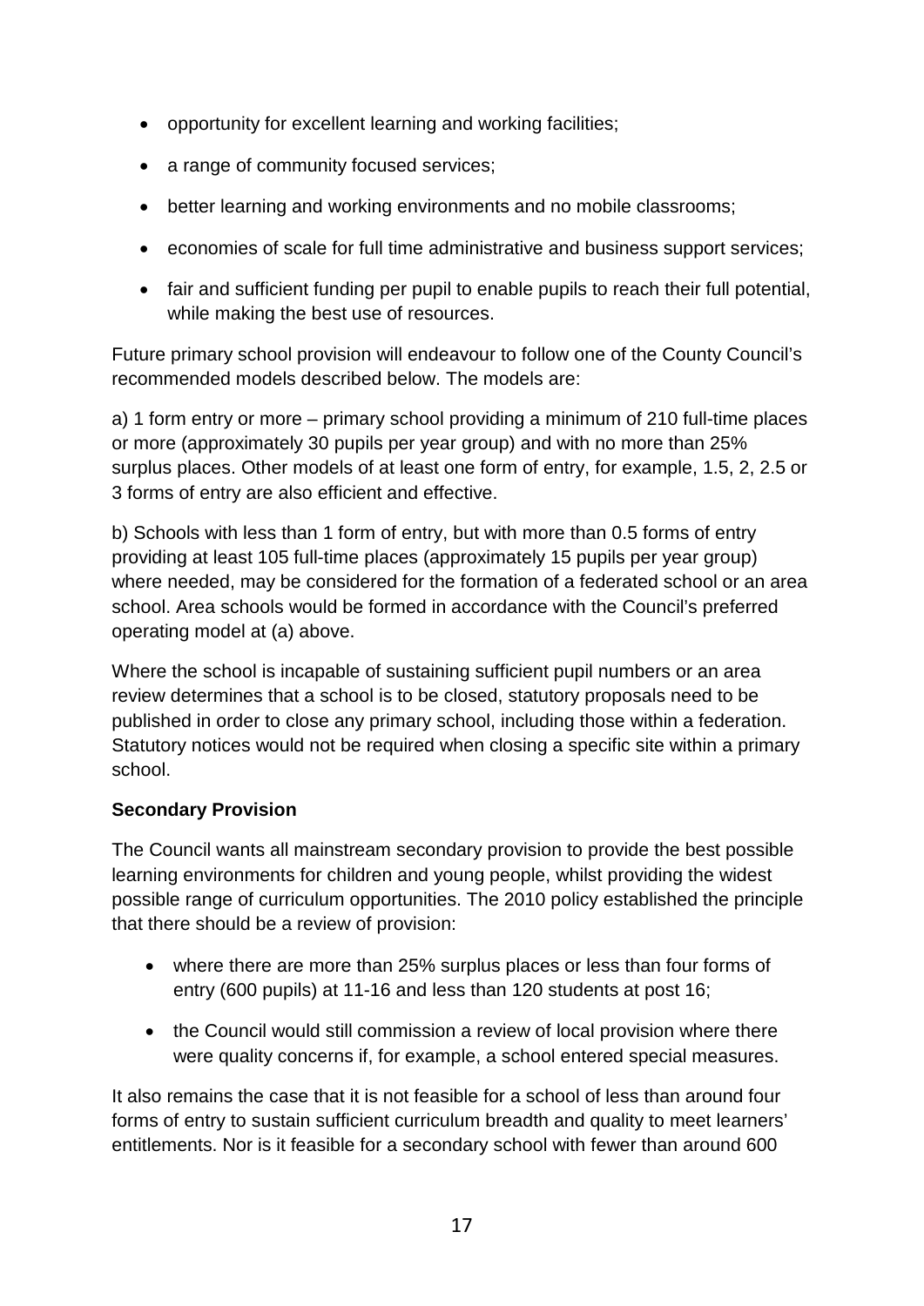- opportunity for excellent learning and working facilities;
- a range of community focused services;
- better learning and working environments and no mobile classrooms;
- economies of scale for full time administrative and business support services;
- fair and sufficient funding per pupil to enable pupils to reach their full potential, while making the best use of resources.

Future primary school provision will endeavour to follow one of the County Council's recommended models described below. The models are:

a) 1 form entry or more – primary school providing a minimum of 210 full-time places or more (approximately 30 pupils per year group) and with no more than 25% surplus places. Other models of at least one form of entry, for example, 1.5, 2, 2.5 or 3 forms of entry are also efficient and effective.

b) Schools with less than 1 form of entry, but with more than 0.5 forms of entry providing at least 105 full-time places (approximately 15 pupils per year group) where needed, may be considered for the formation of a federated school or an area school. Area schools would be formed in accordance with the Council's preferred operating model at (a) above.

Where the school is incapable of sustaining sufficient pupil numbers or an area review determines that a school is to be closed, statutory proposals need to be published in order to close any primary school, including those within a federation. Statutory notices would not be required when closing a specific site within a primary school.

**Secondary Provision**

The Council wants all mainstream secondary provision to provide the best possible learning environments for children and young people, whilst providing the widest possible range of curriculum opportunities. The 2010 policy established the principle that there should be a review of provision:

- where there are more than 25% surplus places or less than four forms of entry (600 pupils) at 11-16 and less than 120 students at post 16;
- the Council would still commission a review of local provision where there were quality concerns if, for example, a school entered special measures.

It also remains the case that it is not feasible for a school of less than around four forms of entry to sustain sufficient curriculum breadth and quality to meet learners' entitlements. Nor is it feasible for a secondary school with fewer than around 600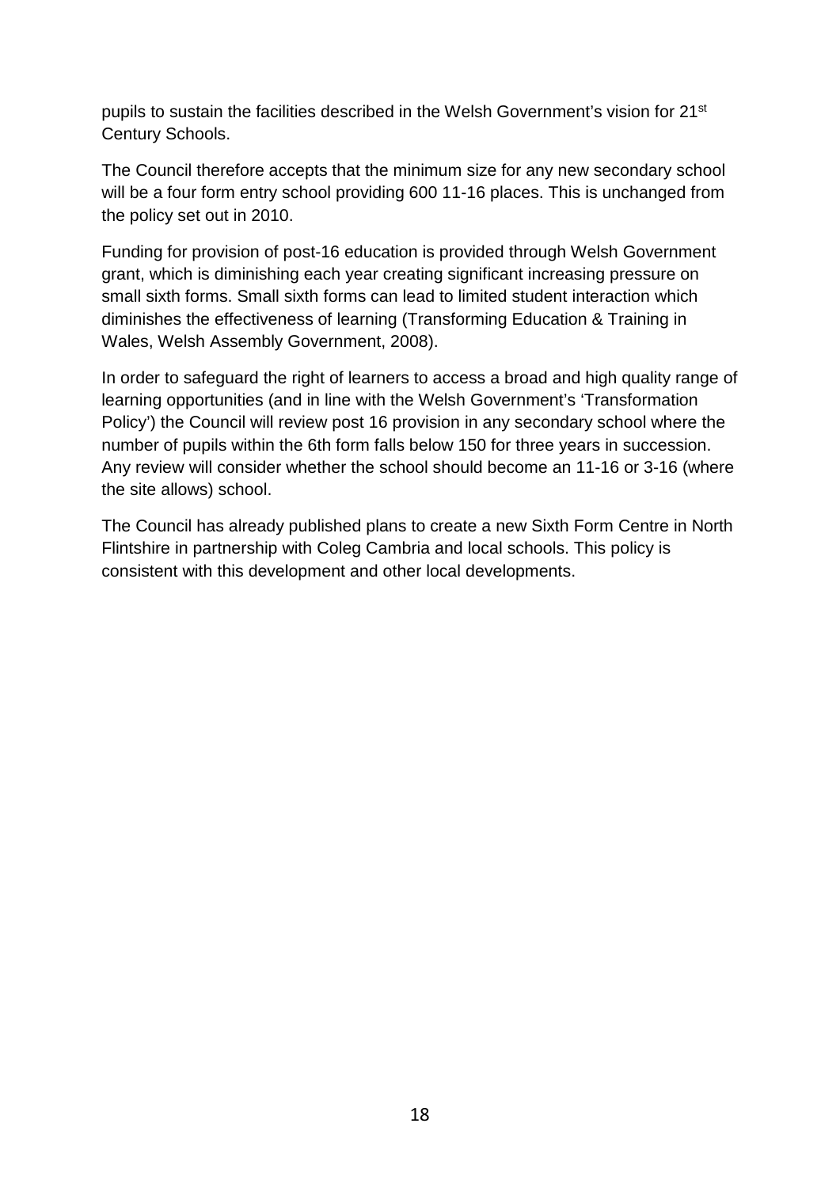pupils to sustain the facilities described in the Welsh Government's vision for 21st Century Schools.

The Council therefore accepts that the minimum size for any new secondary school will be a four form entry school providing 600 11-16 places. This is unchanged from the policy set out in 2010.

Funding for provision of post-16 education is provided through Welsh Government grant, which is diminishing each year creating significant increasing pressure on small sixth forms. Small sixth forms can lead to limited student interaction which diminishes the effectiveness of learning (Transforming Education & Training in Wales, Welsh Assembly Government, 2008).

In order to safeguard the right of learners to access a broad and high quality range of learning opportunities (and in line with the Welsh Government's 'Transformation Policy') the Council will review post 16 provision in any secondary school where the number of pupils within the 6th form falls below 150 for three years in succession. Any review will consider whether the school should become an 11-16 or 3-16 (where the site allows) school.

The Council has already published plans to create a new Sixth Form Centre in North Flintshire in partnership with Coleg Cambria and local schools. This policy is consistent with this development and other local developments.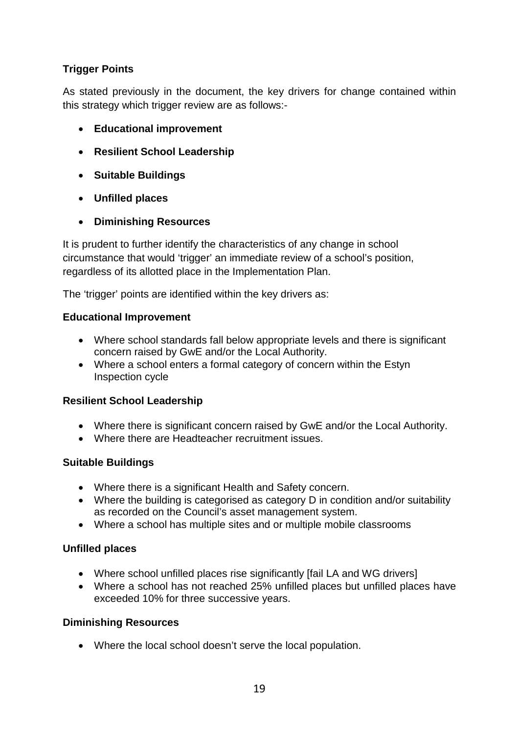**Trigger Points**

As stated previously in the document, the key drivers for change contained within this strategy which trigger review are as follows:-

- **Educational improvement**
- **Resilient School Leadership**
- **Suitable Buildings**
- **Unfilled places**
- **Diminishing Resources**

It is prudent to further identify the characteristics of any change in school circumstance that would 'trigger' an immediate review of a school's position, regardless of its allotted place in the Implementation Plan.

The 'trigger' points are identified within the key drivers as:

**Educational Improvement**

- Where school standards fall below appropriate levels and there is significant concern raised by GwE and/or the Local Authority.
- Where a school enters a formal category of concern within the Estyn Inspection cycle

**Resilient School Leadership**

- Where there is significant concern raised by GwE and/or the Local Authority.
- Where there are Headteacher recruitment issues.

**Suitable Buildings**

- Where there is a significant Health and Safety concern.
- Where the building is categorised as category D in condition and/or suitability as recorded on the Council's asset management system.
- Where a school has multiple sites and or multiple mobile classrooms

**Unfilled places**

- Where school unfilled places rise significantly [fail LA and WG drivers]
- Where a school has not reached 25% unfilled places but unfilled places have exceeded 10% for three successive years.

**Diminishing Resources**

- Where the local school doesn't serve the local population.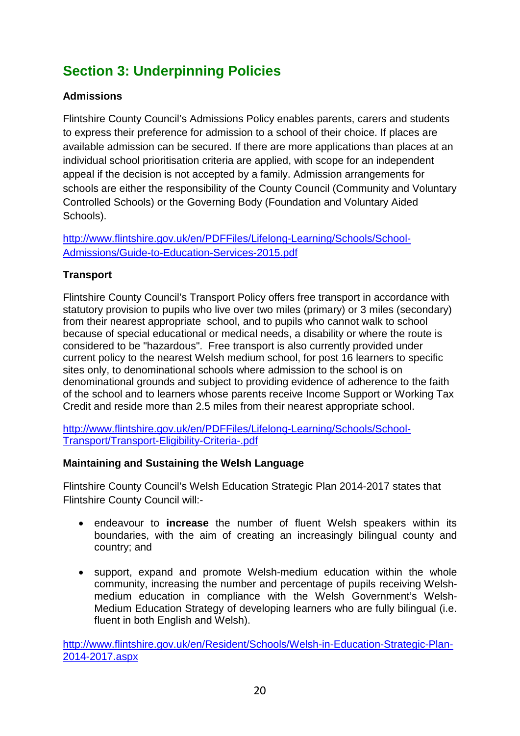## Section 3: Underpinning Policies

**Admissions**

Flintshire County Council's Admissions Policy enables parents, carers and students to express their preference for admission to a school of their choice. If places are available admission can be secured. If there are more applications than places at an individual school prioritisation criteria are applied, with scope for an independent appeal if the decision is not accepted by a family. Admission arrangements for schools are either the responsibility of the County Council (Community and Voluntary Controlled Schools) or the Governing Body (Foundation and Voluntary Aided Schools).

http://www.flintshire.gov.uk/en/PDFFiles/Lifelong-Learning/Schools/School-Admissions/Guide-to-Education-Services-2015.pdf

**Transport**

Flintshire County Council's Transport Policy offers free transport in accordance with statutory provision to pupils who live over two miles (primary) or 3 miles (secondary) from their nearest appropriate school, and to pupils who cannot walk to school because of special educational or medical needs, a disability or where the route is considered to be "hazardous". Free transport is also currently provided under current policy to the nearest Welsh medium school, for post 16 learners to specific sites only, to denominational schools where admission to the school is on denominational grounds and subject to providing evidence of adherence to the faith of the school and to learners whose parents receive Income Support or Working Tax Credit and reside more than 2.5 miles from their nearest appropriate school.

http://www.flintshire.gov.uk/en/PDFFiles/Lifelong-Learning/Schools/School-Transport/Transport-Eligibility-Criteria-.pdf

**Maintaining and Sustaining the Welsh Language**

Flintshire County Council's Welsh Education Strategic Plan 2014-2017 states that Flintshire County Council will:-

- endeavour to **increase** the number of fluent Welsh speakers within its boundaries, with the aim of creating an increasingly bilingual county and country; and
- support, expand and promote Welsh-medium education within the whole community, increasing the number and percentage of pupils receiving Welsh-medium education in compliance with the Welsh Government's Welsh-Medium Education Strategy of developing learners who are fully bilingual (i.e. fluent in both English and Welsh).

http://www.flintshire.gov.uk/en/Resident/Schools/Welsh-in-Education-Strategic-Plan-2014-2017.aspx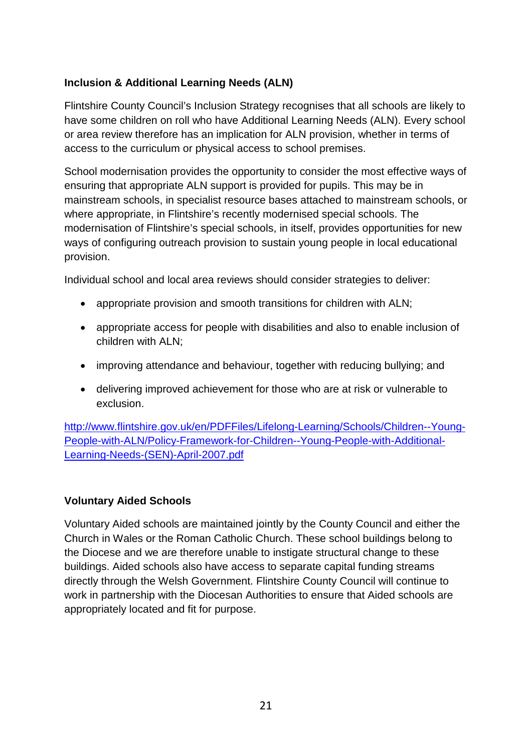**Inclusion & Additional Learning Needs (ALN)**

Flintshire County Council's Inclusion Strategy recognises that all schools are likely to have some children on roll who have Additional Learning Needs (ALN). Every school or area review therefore has an implication for ALN provision, whether in terms of access to the curriculum or physical access to school premises.

School modernisation provides the opportunity to consider the most effective ways of ensuring that appropriate ALN support is provided for pupils. This may be in mainstream schools, in specialist resource bases attached to mainstream schools, or where appropriate, in Flintshire's recently modernised special schools. The modernisation of Flintshire's special schools, in itself, provides opportunities for new ways of configuring outreach provision to sustain young people in local educational provision.

Individual school and local area reviews should consider strategies to deliver:

- appropriate provision and smooth transitions for children with ALN;
- appropriate access for people with disabilities and also to enable inclusion of children with ALN;
- improving attendance and behaviour, together with reducing bullying; and
- delivering improved achievement for those who are at risk or vulnerable to exclusion.

http://www.flintshire.gov.uk/en/PDFFiles/Lifelong-Learning/Schools/Children--Young-People-with-ALN/Policy-Framework-for-Children--Young-People-with-Additional-Learning-Needs-(SEN)-April-2007.pdf

**Voluntary Aided Schools**

Voluntary Aided schools are maintained jointly by the County Council and either the Church in Wales or the Roman Catholic Church. These school buildings belong to the Diocese and we are therefore unable to instigate structural change to these buildings. Aided schools also have access to separate capital funding streams directly through the Welsh Government. Flintshire County Council will continue to work in partnership with the Diocesan Authorities to ensure that Aided schools are appropriately located and fit for purpose.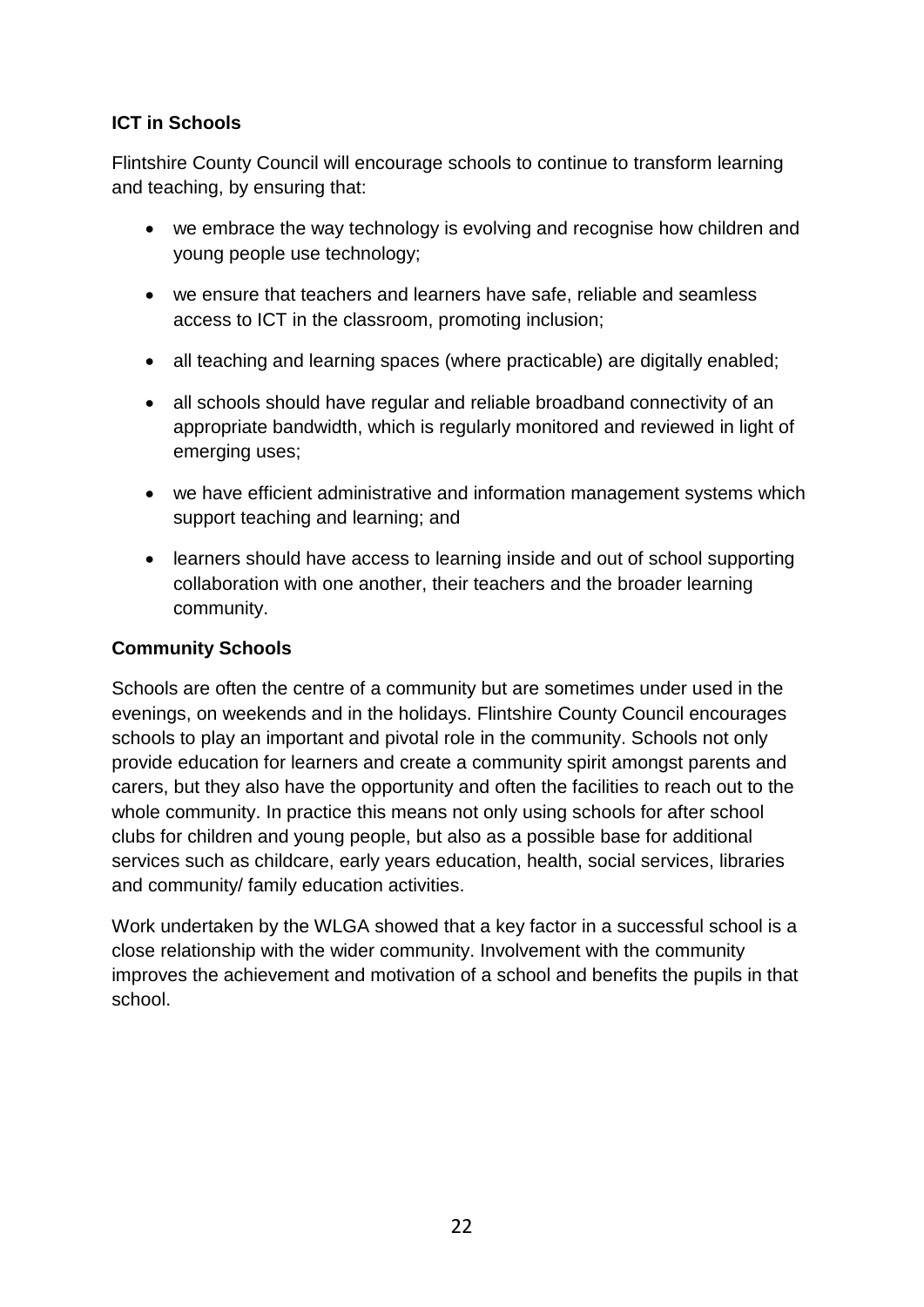**ICT in Schools**

Flintshire County Council will encourage schools to continue to transform learning and teaching, by ensuring that:

- we embrace the way technology is evolving and recognise how children and young people use technology;
- we ensure that teachers and learners have safe, reliable and seamless access to ICT in the classroom, promoting inclusion;
- all teaching and learning spaces (where practicable) are digitally enabled;
- all schools should have regular and reliable broadband connectivity of an appropriate bandwidth, which is regularly monitored and reviewed in light of emerging uses;
- we have efficient administrative and information management systems which support teaching and learning; and
- learners should have access to learning inside and out of school supporting collaboration with one another, their teachers and the broader learning community.

**Community Schools**

Schools are often the centre of a community but are sometimes under used in the evenings, on weekends and in the holidays. Flintshire County Council encourages schools to play an important and pivotal role in the community. Schools not only provide education for learners and create a community spirit amongst parents and carers, but they also have the opportunity and often the facilities to reach out to the whole community. In practice this means not only using schools for after school clubs for children and young people, but also as a possible base for additional services such as childcare, early years education, health, social services, libraries and community/ family education activities.

Work undertaken by the WLGA showed that a key factor in a successful school is a close relationship with the wider community. Involvement with the community improves the achievement and motivation of a school and benefits the pupils in that school.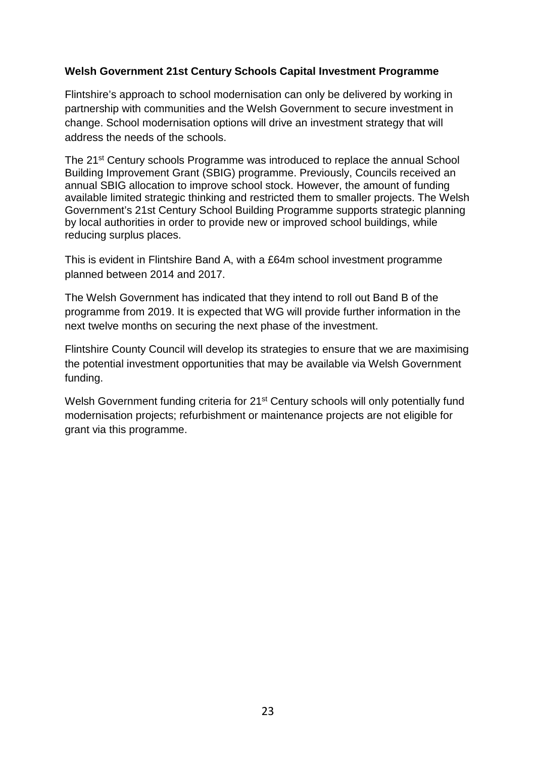**Welsh Government 21st Century Schools Capital Investment Programme**

Flintshire's approach to school modernisation can only be delivered by working in partnership with communities and the Welsh Government to secure investment in change. School modernisation options will drive an investment strategy that will address the needs of the schools.

The 21st Century schools Programme was introduced to replace the annual School Building Improvement Grant (SBIG) programme. Previously, Councils received an annual SBIG allocation to improve school stock. However, the amount of funding available limited strategic thinking and restricted them to smaller projects. The Welsh Government's 21st Century School Building Programme supports strategic planning by local authorities in order to provide new or improved school buildings, while reducing surplus places.

This is evident in Flintshire Band A, with a £64m school investment programme planned between 2014 and 2017.

The Welsh Government has indicated that they intend to roll out Band B of the programme from 2019. It is expected that WG will provide further information in the next twelve months on securing the next phase of the investment.

Flintshire County Council will develop its strategies to ensure that we are maximising the potential investment opportunities that may be available via Welsh Government funding.

Welsh Government funding criteria for 21st Century schools will only potentially fund modernisation projects; refurbishment or maintenance projects are not eligible for grant via this programme.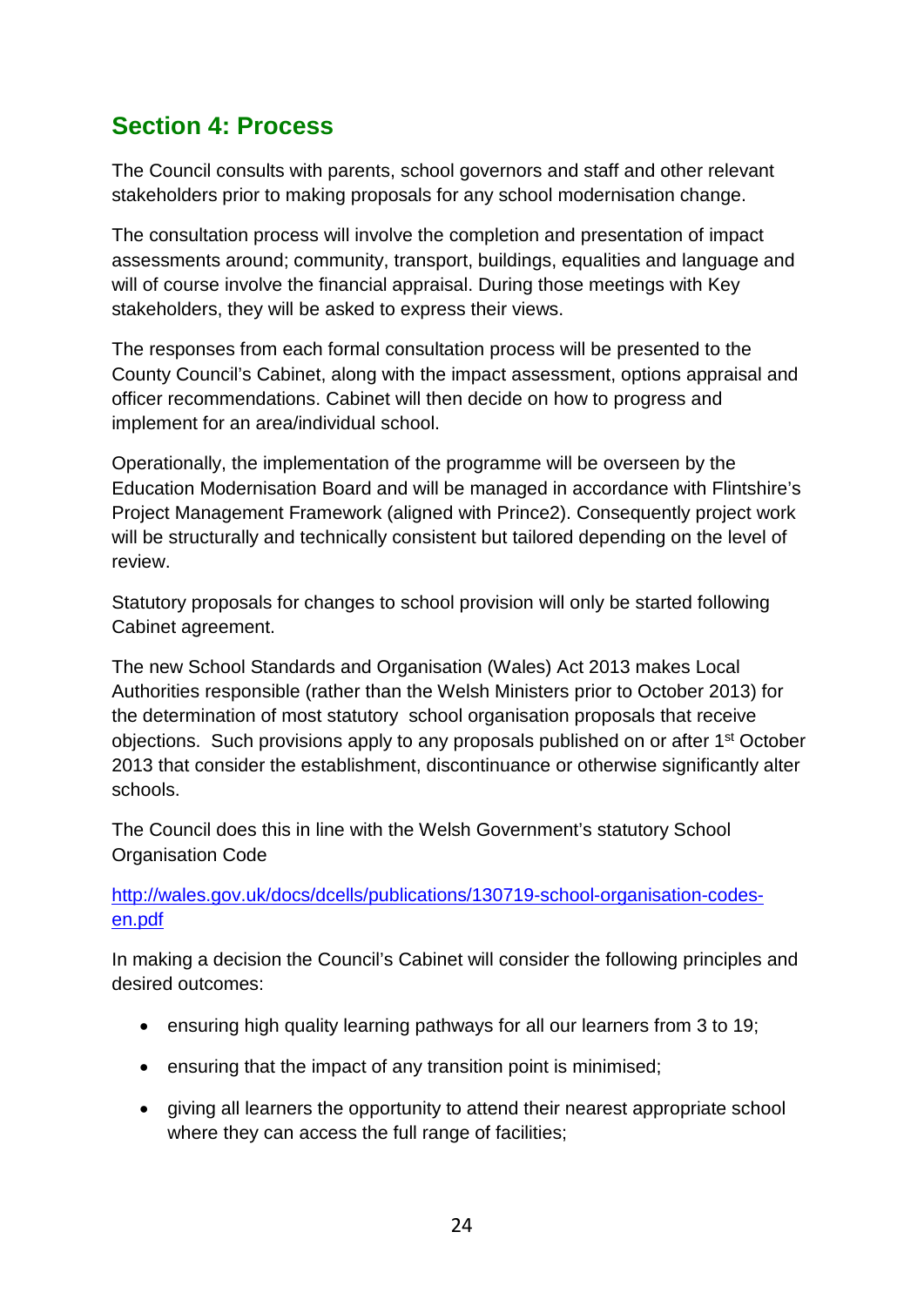## Section 4: Process

The Council consults with parents, school governors and staff and other relevant stakeholders prior to making proposals for any school modernisation change.

The consultation process will involve the completion and presentation of impact assessments around; community, transport, buildings, equalities and language and will of course involve the financial appraisal. During those meetings with Key stakeholders, they will be asked to express their views.

The responses from each formal consultation process will be presented to the County Council's Cabinet, along with the impact assessment, options appraisal and officer recommendations. Cabinet will then decide on how to progress and implement for an area/individual school.

Operationally, the implementation of the programme will be overseen by the Education Modernisation Board and will be managed in accordance with Flintshire's Project Management Framework (aligned with Prince2). Consequently project work will be structurally and technically consistent but tailored depending on the level of review.

Statutory proposals for changes to school provision will only be started following Cabinet agreement.

The new School Standards and Organisation (Wales) Act 2013 makes Local Authorities responsible (rather than the Welsh Ministers prior to October 2013) for the determination of most statutory school organisation proposals that receive objections. Such provisions apply to any proposals published on or after 1st October 2013 that consider the establishment, discontinuance or otherwise significantly alter schools.

The Council does this in line with the Welsh Government's statutory School Organisation Code

[http://wales.gov.uk/docs/dcells/publications/130719-school-organisation-codes-en.pdf](http://wales.gov.uk/docs/dcells/publications/130719-school-organisation-codes-en.pdf)

In making a decision the Council's Cabinet will consider the following principles and desired outcomes:

- ensuring high quality learning pathways for all our learners from 3 to 19;
- ensuring that the impact of any transition point is minimised;
- giving all learners the opportunity to attend their nearest appropriate school where they can access the full range of facilities;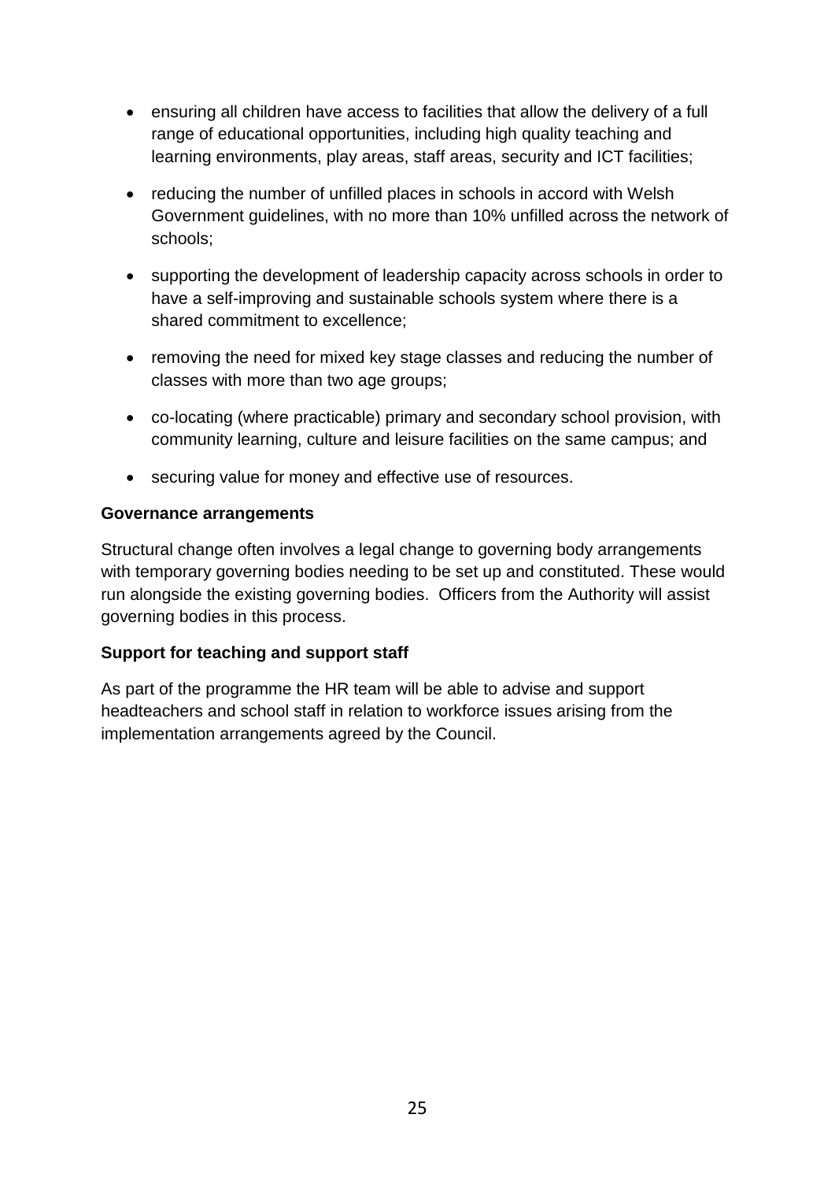- ensuring all children have access to facilities that allow the delivery of a full range of educational opportunities, including high quality teaching and learning environments, play areas, staff areas, security and ICT facilities;
- reducing the number of unfilled places in schools in accord with Welsh Government guidelines, with no more than 10% unfilled across the network of schools;
- supporting the development of leadership capacity across schools in order to have a self-improving and sustainable schools system where there is a shared commitment to excellence;
- removing the need for mixed key stage classes and reducing the number of classes with more than two age groups;
- co-locating (where practicable) primary and secondary school provision, with community learning, culture and leisure facilities on the same campus; and
- securing value for money and effective use of resources.

**Governance arrangements**

Structural change often involves a legal change to governing body arrangements with temporary governing bodies needing to be set up and constituted. These would run alongside the existing governing bodies. Officers from the Authority will assist governing bodies in this process.

**Support for teaching and support staff**

As part of the programme the HR team will be able to advise and support headteachers and school staff in relation to workforce issues arising from the implementation arrangements agreed by the Council.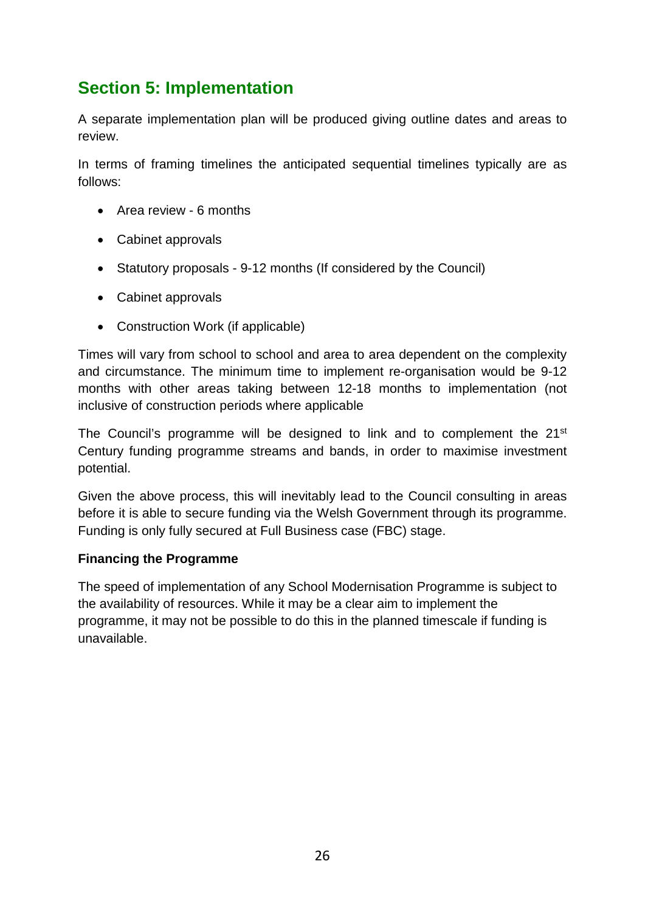## Section 5: Implementation

A separate implementation plan will be produced giving outline dates and areas to review.

In terms of framing timelines the anticipated sequential timelines typically are as follows:

- Area review - 6 months
- Cabinet approvals
- Statutory proposals - 9-12 months (If considered by the Council)
- Cabinet approvals
- Construction Work (if applicable)

Times will vary from school to school and area to area dependent on the complexity and circumstance. The minimum time to implement re-organisation would be 9-12 months with other areas taking between 12-18 months to implementation (not inclusive of construction periods where applicable

The Council's programme will be designed to link and to complement the 21st Century funding programme streams and bands, in order to maximise investment potential.

Given the above process, this will inevitably lead to the Council consulting in areas before it is able to secure funding via the Welsh Government through its programme. Funding is only fully secured at Full Business case (FBC) stage.

**Financing the Programme**

The speed of implementation of any School Modernisation Programme is subject to the availability of resources. While it may be a clear aim to implement the programme, it may not be possible to do this in the planned timescale if funding is unavailable.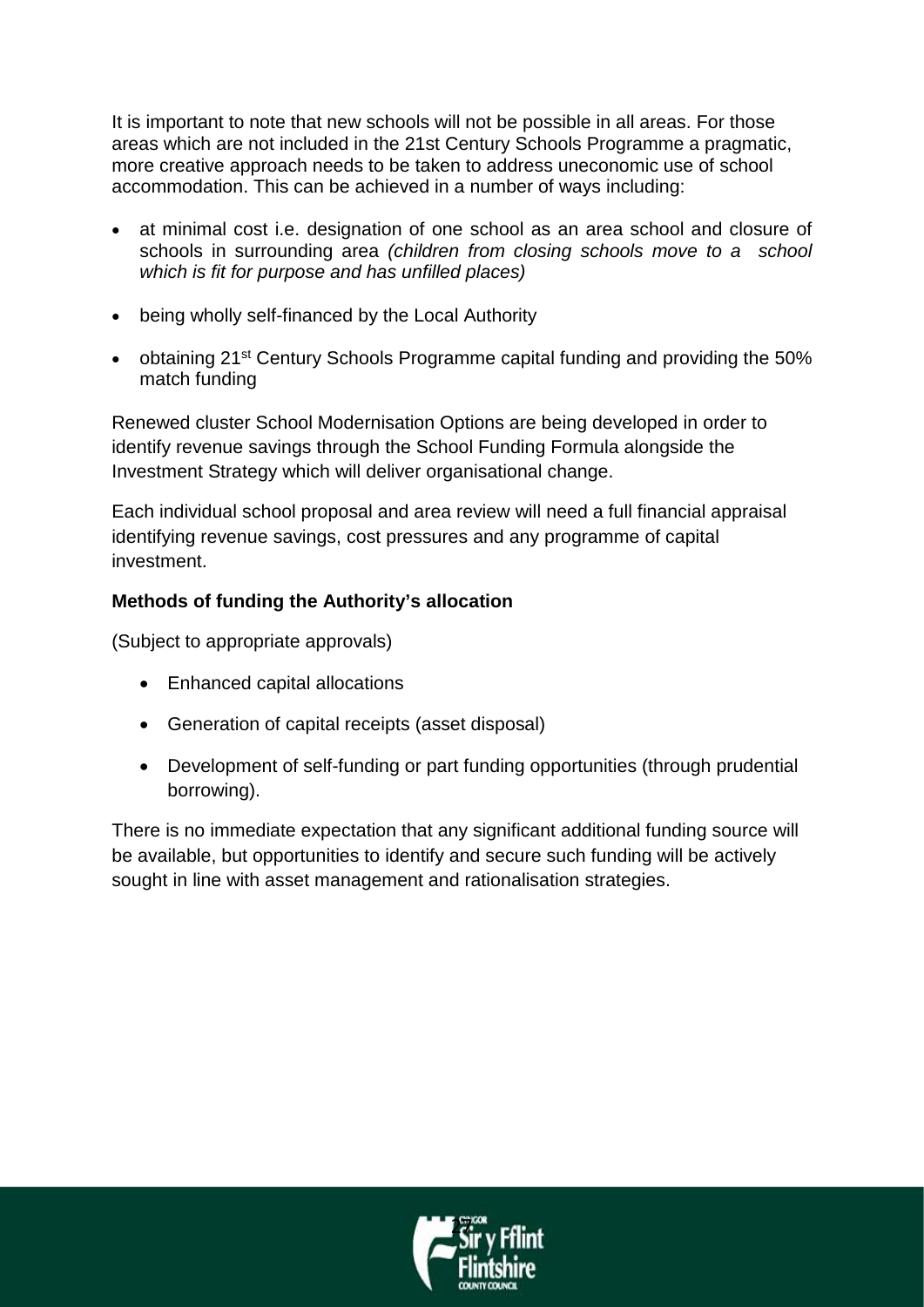It is important to note that new schools will not be possible in all areas. For those areas which are not included in the 21st Century Schools Programme a pragmatic, more creative approach needs to be taken to address uneconomic use of school accommodation. This can be achieved in a number of ways including:

- at minimal cost i.e. designation of one school as an area school and closure of schools in surrounding area *(children from closing schools move to a school which is fit for purpose and has unfilled places)*
- being wholly self-financed by the Local Authority
- obtaining 21st Century Schools Programme capital funding and providing the 50% match funding

Renewed cluster School Modernisation Options are being developed in order to identify revenue savings through the School Funding Formula alongside the Investment Strategy which will deliver organisational change.

Each individual school proposal and area review will need a full financial appraisal identifying revenue savings, cost pressures and any programme of capital investment.

**Methods of funding the Authority's allocation**

(Subject to appropriate approvals)

- Enhanced capital allocations
- Generation of capital receipts (asset disposal)
- Development of self-funding or part funding opportunities (through prudential borrowing).

There is no immediate expectation that any significant additional funding source will be available, but opportunities to identify and secure such funding will be actively sought in line with asset management and rationalisation strategies.